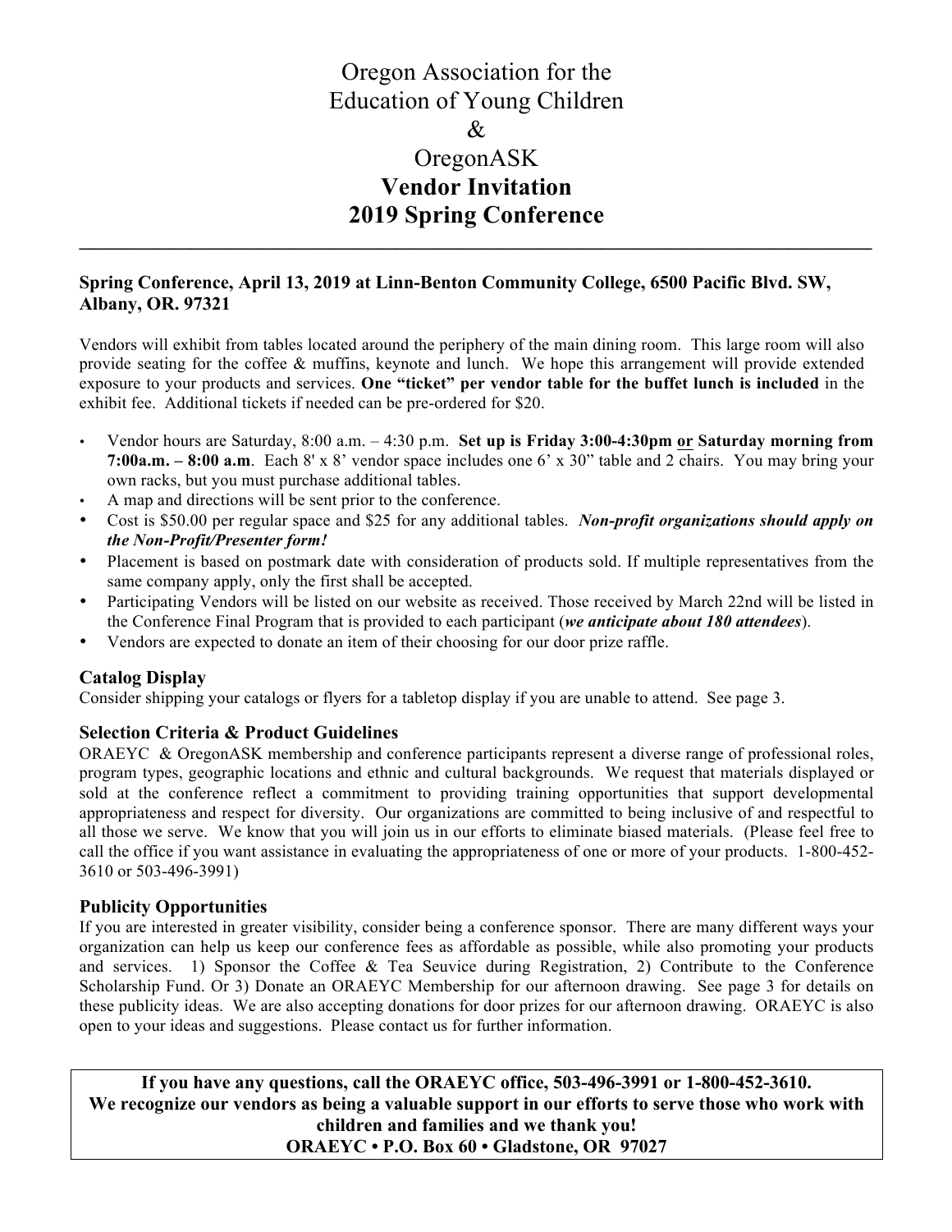# Oregon Association for the Education of Young Children & OregonASK

## Vendor Invitation
## 2019 Spring Conference

---

**Spring Conference, April 13, 2019 at Linn-Benton Community College, 6500 Pacific Blvd. SW, Albany, OR. 97321**

Vendors will exhibit from tables located around the periphery of the main dining room. This large room will also provide seating for the coffee & muffins, keynote and lunch. We hope this arrangement will provide extended exposure to your products and services. **One "ticket" per vendor table for the buffet lunch is included** in the exhibit fee. Additional tickets if needed can be pre-ordered for $20.

- Vendor hours are Saturday, 8:00 a.m. – 4:30 p.m. **Set up is Friday 3:00-4:30pm <u>or</u> Saturday morning from 7:00a.m. – 8:00 a.m**. Each 8' x 8' vendor space includes one 6' x 30" table and 2 chairs. You may bring your own racks, but you must purchase additional tables.
- A map and directions will be sent prior to the conference.
- Cost is $50.00 per regular space and $25 for any additional tables. ***Non-profit organizations should apply on the Non-Profit/Presenter form!***
- Placement is based on postmark date with consideration of products sold. If multiple representatives from the same company apply, only the first shall be accepted.
- Participating Vendors will be listed on our website as received. Those received by March 22nd will be listed in the Conference Final Program that is provided to each participant (***we anticipate about 180 attendees***).
- Vendors are expected to donate an item of their choosing for our door prize raffle.

### Catalog Display

Consider shipping your catalogs or flyers for a tabletop display if you are unable to attend. See page 3.

### Selection Criteria & Product Guidelines

ORAEYC & OregonASK membership and conference participants represent a diverse range of professional roles, program types, geographic locations and ethnic and cultural backgrounds. We request that materials displayed or sold at the conference reflect a commitment to providing training opportunities that support developmental appropriateness and respect for diversity. Our organizations are committed to being inclusive of and respectful to all those we serve. We know that you will join us in our efforts to eliminate biased materials. (Please feel free to call the office if you want assistance in evaluating the appropriateness of one or more of your products. 1-800-452-3610 or 503-496-3991)

### Publicity Opportunities

If you are interested in greater visibility, consider being a conference sponsor. There are many different ways your organization can help us keep our conference fees as affordable as possible, while also promoting your products and services. 1) Sponsor the Coffee & Tea Seuvice during Registration, 2) Contribute to the Conference Scholarship Fund. Or 3) Donate an ORAEYC Membership for our afternoon drawing. See page 3 for details on these publicity ideas. We are also accepting donations for door prizes for our afternoon drawing. ORAEYC is also open to your ideas and suggestions. Please contact us for further information.

**If you have any questions, call the ORAEYC office, 503-496-3991 or 1-800-452-3610.**
**We recognize our vendors as being a valuable support in our efforts to serve those who work with children and families and we thank you!**
**ORAEYC • P.O. Box 60 • Gladstone, OR 97027**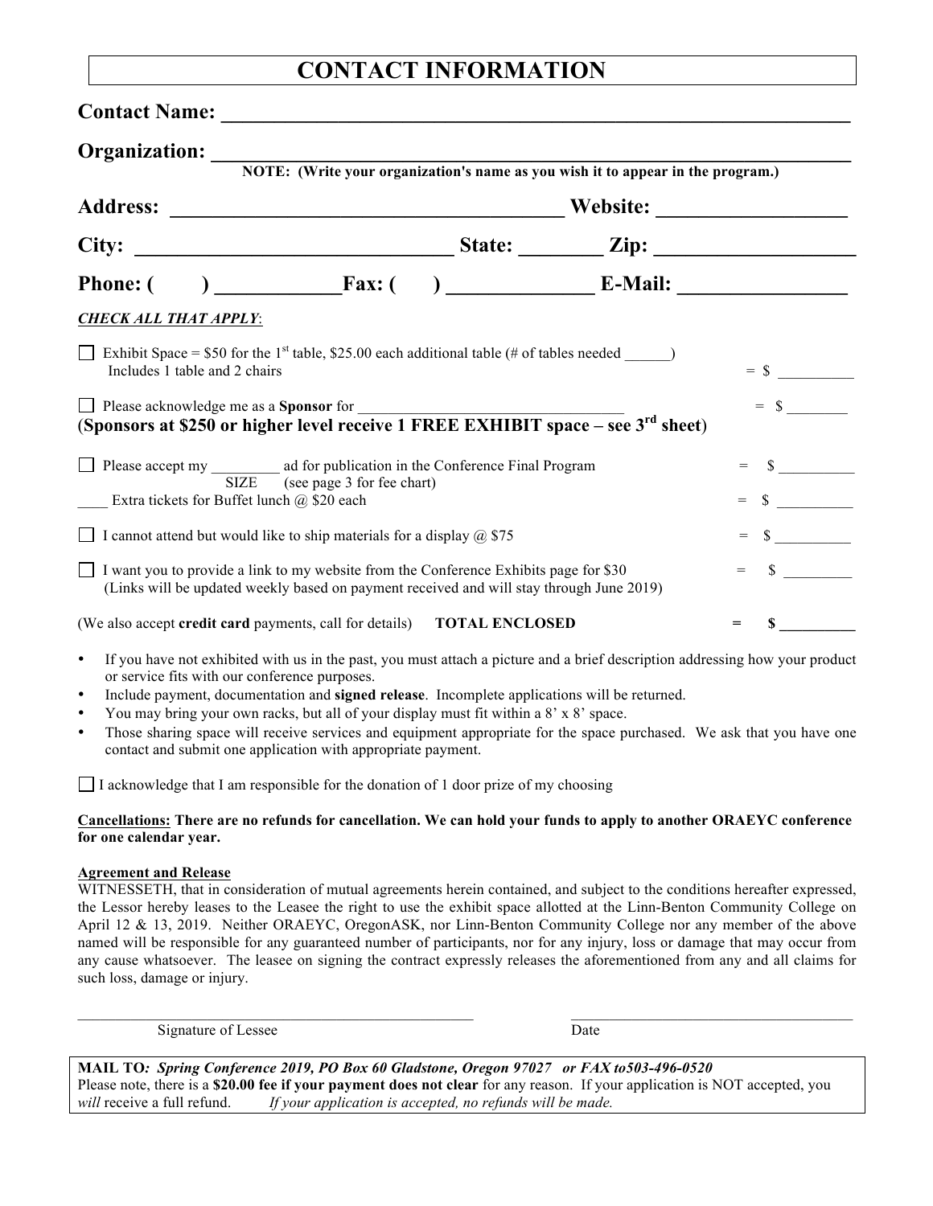# CONTACT INFORMATION

**Contact Name:** ____________________________________________________________

**Organization:** ____________________________________________________________

**NOTE: (Write your organization's name as you wish it to appear in the program.)**

**Address:** ______________________________________ **Website:** __________________

**City:** ______________________________ **State:** ________ **Zip:** ___________________

**Phone: ( ) ____________Fax: ( ) ______________ E-Mail:** ________________

***CHECK ALL THAT APPLY***:

☐ Exhibit Space = $50 for the 1st table, $25.00 each additional table (# of tables needed ______)
Includes 1 table and 2 chairs = $ __________

☐ Please acknowledge me as a **Sponsor** for _________________________________ = $ ________
(**Sponsors at $250 or higher level receive 1 FREE EXHIBIT space – see 3rd sheet**)

☐ Please accept my _________ ad for publication in the Conference Final Program = $ __________
SIZE (see page 3 for fee chart)

____ Extra tickets for Buffet lunch @ $20 each = $ __________

☐ I cannot attend but would like to ship materials for a display @ $75 = $ __________

☐ I want you to provide a link to my website from the Conference Exhibits page for $30 = $ _________
(Links will be updated weekly based on payment received and will stay through June 2019)

(We also accept **credit card** payments, call for details) **TOTAL ENCLOSED** **= $ __________**

- If you have not exhibited with us in the past, you must attach a picture and a brief description addressing how your product or service fits with our conference purposes.
- Include payment, documentation and **signed release**. Incomplete applications will be returned.
- You may bring your own racks, but all of your display must fit within a 8' x 8' space.
- Those sharing space will receive services and equipment appropriate for the space purchased. We ask that you have one contact and submit one application with appropriate payment.

☐ I acknowledge that I am responsible for the donation of 1 door prize of my choosing

**Cancellations: There are no refunds for cancellation. We can hold your funds to apply to another ORAEYC conference for one calendar year.**

**Agreement and Release**

WITNESSETH, that in consideration of mutual agreements herein contained, and subject to the conditions hereafter expressed, the Lessor hereby leases to the Leasee the right to use the exhibit space allotted at the Linn-Benton Community College on April 12 & 13, 2019. Neither ORAEYC, OregonASK, nor Linn-Benton Community College nor any member of the above named will be responsible for any guaranteed number of participants, nor for any injury, loss or damage that may occur from any cause whatsoever. The leasee on signing the contract expressly releases the aforementioned from any and all claims for such loss, damage or injury.

_____________________________________________ _____________________________________

Signature of Lessee Date

**MAIL TO*: Spring Conference 2019, PO Box 60 Gladstone, Oregon 97027 or FAX to503-496-0520***
Please note, there is a **$20.00 fee if your payment does not clear** for any reason. If your application is NOT accepted, you *will* receive a full refund. *If your application is accepted, no refunds will be made.*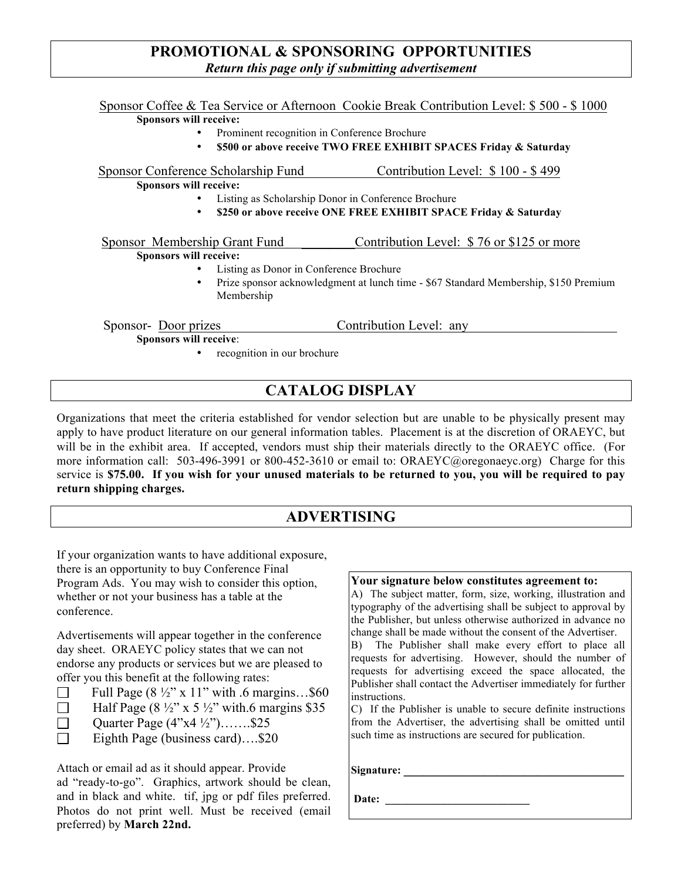## PROMOTIONAL & SPONSORING OPPORTUNITIES

*Return this page only if submitting advertisement*

Sponsor Coffee & Tea Service or Afternoon Cookie Break Contribution Level: $ 500 - $ 1000

**Sponsors will receive:**

- Prominent recognition in Conference Brochure
- **$500 or above receive TWO FREE EXHIBIT SPACES Friday & Saturday**

Sponsor Conference Scholarship Fund Contribution Level: $ 100 - $ 499

**Sponsors will receive:**

- Listing as Scholarship Donor in Conference Brochure
- **$250 or above receive ONE FREE EXHIBIT SPACE Friday & Saturday**

Sponsor Membership Grant Fund ________ Contribution Level: $ 76 or $125 or more

**Sponsors will receive:**

- Listing as Donor in Conference Brochure
- Prize sponsor acknowledgment at lunch time - $67 Standard Membership, $150 Premium Membership

Sponsor- Door prizes Contribution Level: any

**Sponsors will receive**:

- recognition in our brochure

## CATALOG DISPLAY

Organizations that meet the criteria established for vendor selection but are unable to be physically present may apply to have product literature on our general information tables. Placement is at the discretion of ORAEYC, but will be in the exhibit area. If accepted, vendors must ship their materials directly to the ORAEYC office. (For more information call: 503-496-3991 or 800-452-3610 or email to: ORAEYC@oregonaeyc.org) Charge for this service is **$75.00. If you wish for your unused materials to be returned to you, you will be required to pay return shipping charges.**

## ADVERTISING

If your organization wants to have additional exposure, there is an opportunity to buy Conference Final Program Ads. You may wish to consider this option, whether or not your business has a table at the conference.

Advertisements will appear together in the conference day sheet. ORAEYC policy states that we can not endorse any products or services but we are pleased to offer you this benefit at the following rates:

- ☐ Full Page (8 ½" x 11" with .6 margins…$60
- ☐ Half Page (8 ½" x 5 ½" with.6 margins $35
- ☐ Quarter Page (4"x4 ½")…….$25
- ☐ Eighth Page (business card)….$20

Attach or email ad as it should appear. Provide ad "ready-to-go". Graphics, artwork should be clean, and in black and white. tif, jpg or pdf files preferred. Photos do not print well. Must be received (email preferred) by **March 22nd.**

**Your signature below constitutes agreement to:**

A) The subject matter, form, size, working, illustration and typography of the advertising shall be subject to approval by the Publisher, but unless otherwise authorized in advance no change shall be made without the consent of the Advertiser.

B) The Publisher shall make every effort to place all requests for advertising. However, should the number of requests for advertising exceed the space allocated, the Publisher shall contact the Advertiser immediately for further instructions.

C) If the Publisher is unable to secure definite instructions from the Advertiser, the advertising shall be omitted until such time as instructions are secured for publication.

**Signature:** ______________________________________

**Date:** _________________________